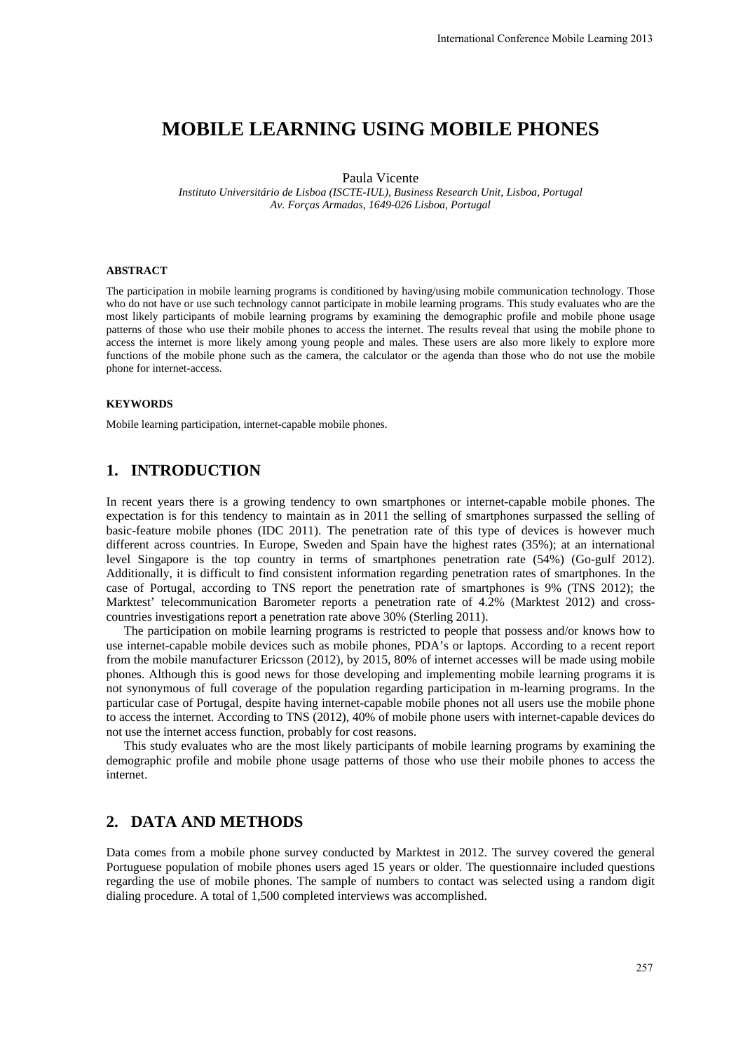# MOBILE LEARNING USING MOBILE PHONES

Paula Vicente

*Instituto Universitário de Lisboa (ISCTE-IUL), Business Research Unit, Lisboa, Portugal*
*Av. Forças Armadas, 1649-026 Lisboa, Portugal*

### ABSTRACT

The participation in mobile learning programs is conditioned by having/using mobile communication technology. Those who do not have or use such technology cannot participate in mobile learning programs. This study evaluates who are the most likely participants of mobile learning programs by examining the demographic profile and mobile phone usage patterns of those who use their mobile phones to access the internet. The results reveal that using the mobile phone to access the internet is more likely among young people and males. These users are also more likely to explore more functions of the mobile phone such as the camera, the calculator or the agenda than those who do not use the mobile phone for internet-access.

### KEYWORDS

Mobile learning participation, internet-capable mobile phones.

## 1. INTRODUCTION

In recent years there is a growing tendency to own smartphones or internet-capable mobile phones. The expectation is for this tendency to maintain as in 2011 the selling of smartphones surpassed the selling of basic-feature mobile phones (IDC 2011). The penetration rate of this type of devices is however much different across countries. In Europe, Sweden and Spain have the highest rates (35%); at an international level Singapore is the top country in terms of smartphones penetration rate (54%) (Go-gulf 2012). Additionally, it is difficult to find consistent information regarding penetration rates of smartphones. In the case of Portugal, according to TNS report the penetration rate of smartphones is 9% (TNS 2012); the Marktest' telecommunication Barometer reports a penetration rate of 4.2% (Marktest 2012) and cross-countries investigations report a penetration rate above 30% (Sterling 2011).

The participation on mobile learning programs is restricted to people that possess and/or knows how to use internet-capable mobile devices such as mobile phones, PDA's or laptops. According to a recent report from the mobile manufacturer Ericsson (2012), by 2015, 80% of internet accesses will be made using mobile phones. Although this is good news for those developing and implementing mobile learning programs it is not synonymous of full coverage of the population regarding participation in m-learning programs. In the particular case of Portugal, despite having internet-capable mobile phones not all users use the mobile phone to access the internet. According to TNS (2012), 40% of mobile phone users with internet-capable devices do not use the internet access function, probably for cost reasons.

This study evaluates who are the most likely participants of mobile learning programs by examining the demographic profile and mobile phone usage patterns of those who use their mobile phones to access the internet.

## 2. DATA AND METHODS

Data comes from a mobile phone survey conducted by Marktest in 2012. The survey covered the general Portuguese population of mobile phones users aged 15 years or older. The questionnaire included questions regarding the use of mobile phones. The sample of numbers to contact was selected using a random digit dialing procedure. A total of 1,500 completed interviews was accomplished.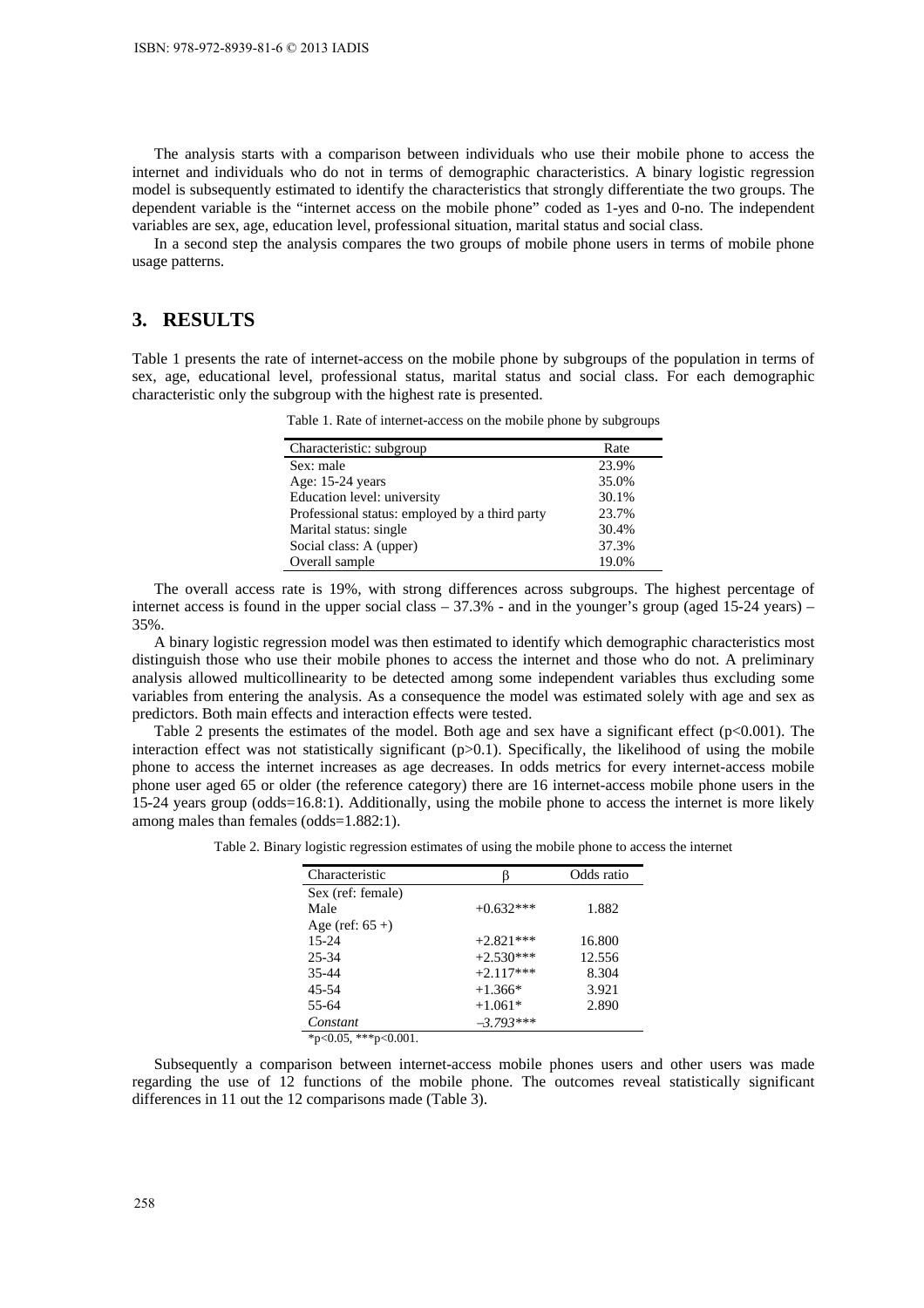The analysis starts with a comparison between individuals who use their mobile phone to access the internet and individuals who do not in terms of demographic characteristics. A binary logistic regression model is subsequently estimated to identify the characteristics that strongly differentiate the two groups. The dependent variable is the "internet access on the mobile phone" coded as 1-yes and 0-no. The independent variables are sex, age, education level, professional situation, marital status and social class.

In a second step the analysis compares the two groups of mobile phone users in terms of mobile phone usage patterns.

## 3. RESULTS

Table 1 presents the rate of internet-access on the mobile phone by subgroups of the population in terms of sex, age, educational level, professional status, marital status and social class. For each demographic characteristic only the subgroup with the highest rate is presented.

Table 1. Rate of internet-access on the mobile phone by subgroups

| Characteristic: subgroup | Rate |
|---|---|
| Sex: male | 23.9% |
| Age: 15-24 years | 35.0% |
| Education level: university | 30.1% |
| Professional status: employed by a third party | 23.7% |
| Marital status: single | 30.4% |
| Social class: A (upper) | 37.3% |
| Overall sample | 19.0% |

The overall access rate is 19%, with strong differences across subgroups. The highest percentage of internet access is found in the upper social class – 37.3% - and in the younger's group (aged 15-24 years) – 35%.

A binary logistic regression model was then estimated to identify which demographic characteristics most distinguish those who use their mobile phones to access the internet and those who do not. A preliminary analysis allowed multicollinearity to be detected among some independent variables thus excluding some variables from entering the analysis. As a consequence the model was estimated solely with age and sex as predictors. Both main effects and interaction effects were tested.

Table 2 presents the estimates of the model. Both age and sex have a significant effect ($p<0.001$). The interaction effect was not statistically significant ($p>0.1$). Specifically, the likelihood of using the mobile phone to access the internet increases as age decreases. In odds metrics for every internet-access mobile phone user aged 65 or older (the reference category) there are 16 internet-access mobile phone users in the 15-24 years group (odds=16.8:1). Additionally, using the mobile phone to access the internet is more likely among males than females (odds=1.882:1).

Table 2. Binary logistic regression estimates of using the mobile phone to access the internet

| Characteristic | β | Odds ratio |
|---|---|---|
| Sex (ref: female) | | |
| Male | +0.632*** | 1.882 |
| Age (ref: 65 +) | | |
| 15-24 | +2.821*** | 16.800 |
| 25-34 | +2.530*** | 12.556 |
| 35-44 | +2.117*** | 8.304 |
| 45-54 | +1.366* | 3.921 |
| 55-64 | +1.061* | 2.890 |
| *Constant* | *–3.793**** | |

*p<0.05, ***p<0.001.

Subsequently a comparison between internet-access mobile phones users and other users was made regarding the use of 12 functions of the mobile phone. The outcomes reveal statistically significant differences in 11 out the 12 comparisons made (Table 3).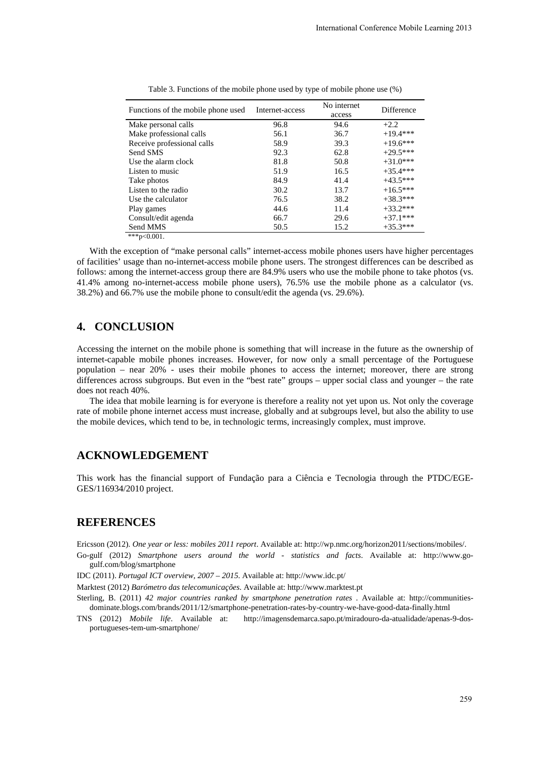Table 3. Functions of the mobile phone used by type of mobile phone use (%)

| Functions of the mobile phone used | Internet-access | No internet access | Difference |
|---|---|---|---|
| Make personal calls | 96.8 | 94.6 | +2.2 |
| Make professional calls | 56.1 | 36.7 | +19.4*** |
| Receive professional calls | 58.9 | 39.3 | +19.6*** |
| Send SMS | 92.3 | 62.8 | +29.5*** |
| Use the alarm clock | 81.8 | 50.8 | +31.0*** |
| Listen to music | 51.9 | 16.5 | +35.4*** |
| Take photos | 84.9 | 41.4 | +43.5*** |
| Listen to the radio | 30.2 | 13.7 | +16.5*** |
| Use the calculator | 76.5 | 38.2 | +38.3*** |
| Play games | 44.6 | 11.4 | +33.2*** |
| Consult/edit agenda | 66.7 | 29.6 | +37.1*** |
| Send MMS | 50.5 | 15.2 | +35.3*** |

***$p<0.001$.

With the exception of "make personal calls" internet-access mobile phones users have higher percentages of facilities' usage than no-internet-access mobile phone users. The strongest differences can be described as follows: among the internet-access group there are 84.9% users who use the mobile phone to take photos (vs. 41.4% among no-internet-access mobile phone users), 76.5% use the mobile phone as a calculator (vs. 38.2%) and 66.7% use the mobile phone to consult/edit the agenda (vs. 29.6%).

## 4. CONCLUSION

Accessing the internet on the mobile phone is something that will increase in the future as the ownership of internet-capable mobile phones increases. However, for now only a small percentage of the Portuguese population – near 20% - uses their mobile phones to access the internet; moreover, there are strong differences across subgroups. But even in the "best rate" groups – upper social class and younger – the rate does not reach 40%.

The idea that mobile learning is for everyone is therefore a reality not yet upon us. Not only the coverage rate of mobile phone internet access must increase, globally and at subgroups level, but also the ability to use the mobile devices, which tend to be, in technologic terms, increasingly complex, must improve.

## ACKNOWLEDGEMENT

This work has the financial support of Fundação para a Ciência e Tecnologia through the PTDC/EGE-GES/116934/2010 project.

## REFERENCES

Ericsson (2012). *One year or less: mobiles 2011 report*. Available at: http://wp.nmc.org/horizon2011/sections/mobiles/.

Go-gulf (2012) *Smartphone users around the world - statistics and facts*. Available at: http://www.go-gulf.com/blog/smartphone

IDC (2011). *Portugal ICT overview, 2007 – 2015*. Available at: http://www.idc.pt/

Marktest (2012) *Barómetro das telecomunicações*. Available at: http://www.marktest.pt

Sterling, B. (2011) *42 major countries ranked by smartphone penetration rates* . Available at: http://communities-dominate.blogs.com/brands/2011/12/smartphone-penetration-rates-by-country-we-have-good-data-finally.html

TNS (2012) *Mobile life*. Available at: http://imagensdemarca.sapo.pt/miradouro-da-atualidade/apenas-9-dos-portugueses-tem-um-smartphone/